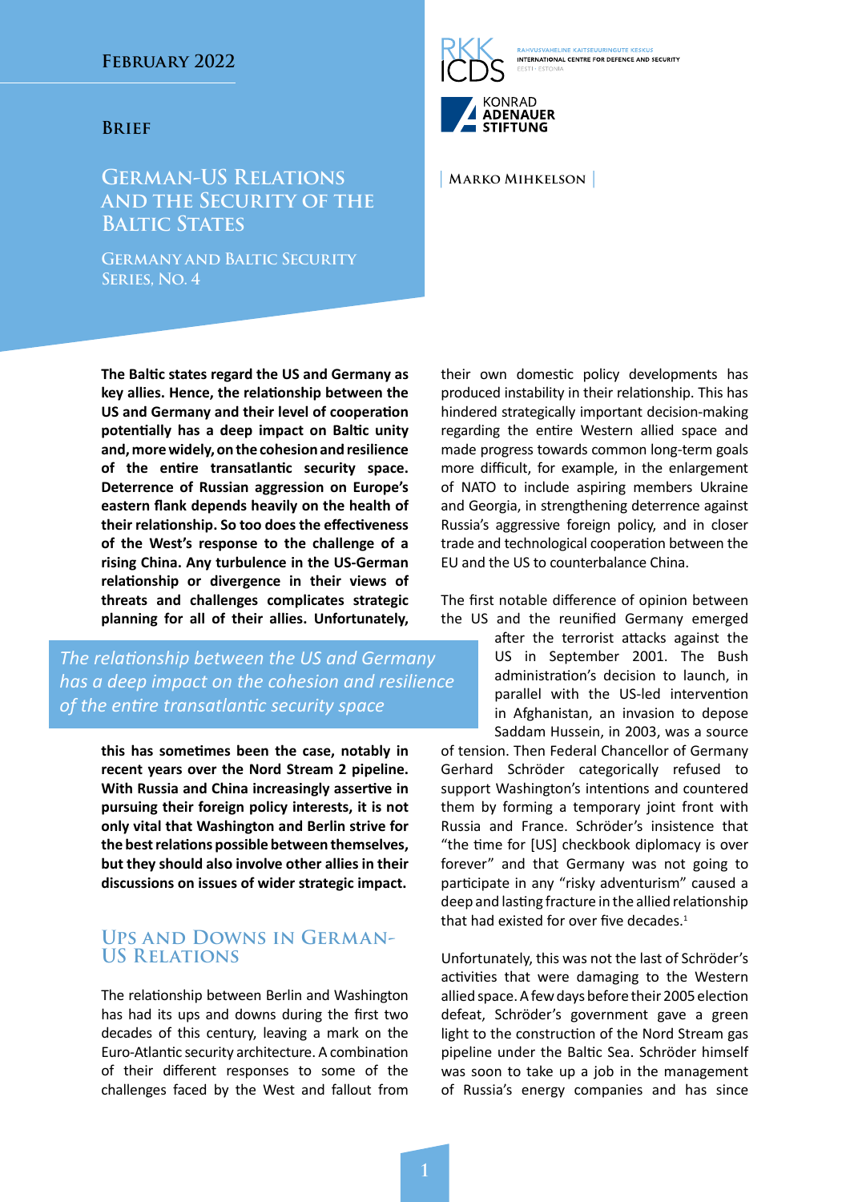February 2022

Brief

# German-US Relations and the Security of the Baltic States

Germany and Baltic Security Series, No. 4

RAHVUSVAHELINE KAITSEUURINGUTE KESKUS
INTERNATIONAL CENTRE FOR DEFENCE AND SECURITY
EESTI • ESTONIA

KONRAD ADENAUER STIFTUNG

Marko Mihkelson

**The Baltic states regard the US and Germany as key allies. Hence, the relationship between the US and Germany and their level of cooperation potentially has a deep impact on Baltic unity and, more widely, on the cohesion and resilience of the entire transatlantic security space. Deterrence of Russian aggression on Europe's eastern flank depends heavily on the health of their relationship. So too does the effectiveness of the West's response to the challenge of a rising China. Any turbulence in the US-German relationship or divergence in their views of threats and challenges complicates strategic planning for all of their allies. Unfortunately, this has sometimes been the case, notably in recent years over the Nord Stream 2 pipeline. With Russia and China increasingly assertive in pursuing their foreign policy interests, it is not only vital that Washington and Berlin strive for the best relations possible between themselves, but they should also involve other allies in their discussions on issues of wider strategic impact.**

*The relationship between the US and Germany has a deep impact on the cohesion and resilience of the entire transatlantic security space*

## Ups and Downs in German-US Relations

The relationship between Berlin and Washington has had its ups and downs during the first two decades of this century, leaving a mark on the Euro-Atlantic security architecture. A combination of their different responses to some of the challenges faced by the West and fallout from their own domestic policy developments has produced instability in their relationship. This has hindered strategically important decision-making regarding the entire Western allied space and made progress towards common long-term goals more difficult, for example, in the enlargement of NATO to include aspiring members Ukraine and Georgia, in strengthening deterrence against Russia's aggressive foreign policy, and in closer trade and technological cooperation between the EU and the US to counterbalance China.

The first notable difference of opinion between the US and the reunified Germany emerged after the terrorist attacks against the US in September 2001. The Bush administration's decision to launch, in parallel with the US-led intervention in Afghanistan, an invasion to depose Saddam Hussein, in 2003, was a source of tension. Then Federal Chancellor of Germany Gerhard Schröder categorically refused to support Washington's intentions and countered them by forming a temporary joint front with Russia and France. Schröder's insistence that "the time for [US] checkbook diplomacy is over forever" and that Germany was not going to participate in any "risky adventurism" caused a deep and lasting fracture in the allied relationship that had existed for over five decades.[1]

Unfortunately, this was not the last of Schröder's activities that were damaging to the Western allied space. A few days before their 2005 election defeat, Schröder's government gave a green light to the construction of the Nord Stream gas pipeline under the Baltic Sea. Schröder himself was soon to take up a job in the management of Russia's energy companies and has since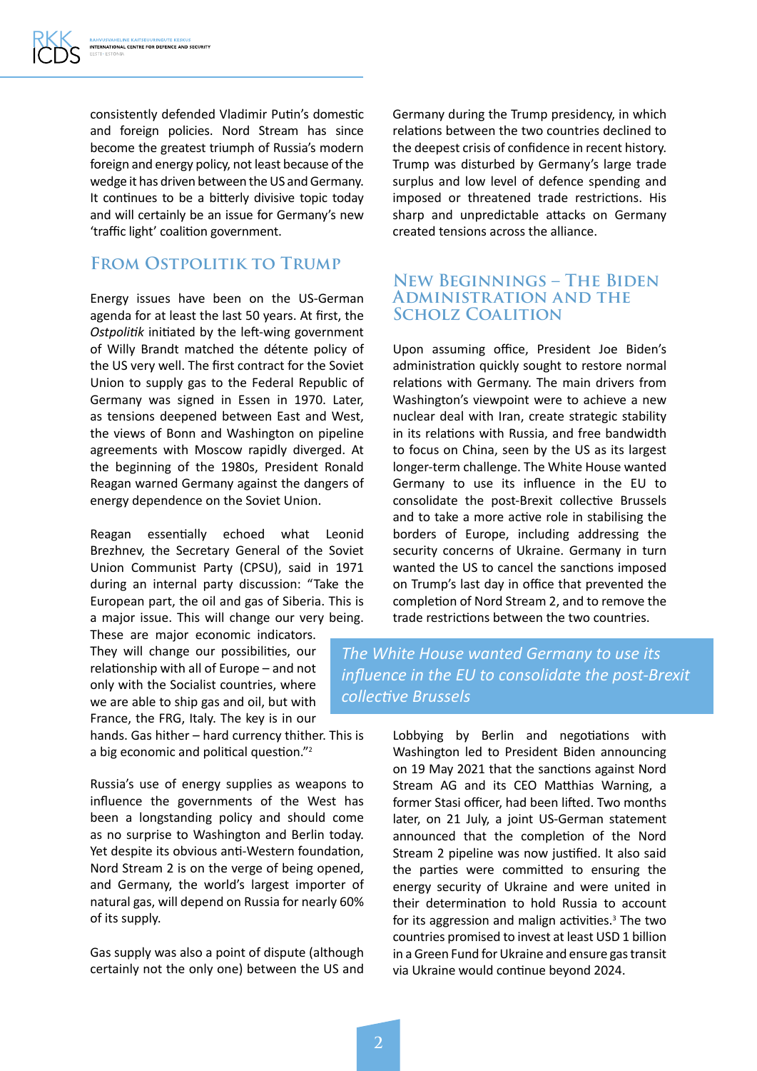consistently defended Vladimir Putin's domestic and foreign policies. Nord Stream has since become the greatest triumph of Russia's modern foreign and energy policy, not least because of the wedge it has driven between the US and Germany. It continues to be a bitterly divisive topic today and will certainly be an issue for Germany's new 'traffic light' coalition government.

## From Ostpolitik to Trump

Energy issues have been on the US-German agenda for at least the last 50 years. At first, the *Ostpolitik* initiated by the left-wing government of Willy Brandt matched the détente policy of the US very well. The first contract for the Soviet Union to supply gas to the Federal Republic of Germany was signed in Essen in 1970. Later, as tensions deepened between East and West, the views of Bonn and Washington on pipeline agreements with Moscow rapidly diverged. At the beginning of the 1980s, President Ronald Reagan warned Germany against the dangers of energy dependence on the Soviet Union.

Reagan essentially echoed what Leonid Brezhnev, the Secretary General of the Soviet Union Communist Party (CPSU), said in 1971 during an internal party discussion: "Take the European part, the oil and gas of Siberia. This is a major issue. This will change our very being. These are major economic indicators. They will change our possibilities, our relationship with all of Europe – and not only with the Socialist countries, where we are able to ship gas and oil, but with France, the FRG, Italy. The key is in our hands. Gas hither – hard currency thither. This is a big economic and political question."[2]

Russia's use of energy supplies as weapons to influence the governments of the West has been a longstanding policy and should come as no surprise to Washington and Berlin today. Yet despite its obvious anti-Western foundation, Nord Stream 2 is on the verge of being opened, and Germany, the world's largest importer of natural gas, will depend on Russia for nearly 60% of its supply.

Gas supply was also a point of dispute (although certainly not the only one) between the US and Germany during the Trump presidency, in which relations between the two countries declined to the deepest crisis of confidence in recent history. Trump was disturbed by Germany's large trade surplus and low level of defence spending and imposed or threatened trade restrictions. His sharp and unpredictable attacks on Germany created tensions across the alliance.

## New Beginnings – The Biden Administration and the Scholz Coalition

Upon assuming office, President Joe Biden's administration quickly sought to restore normal relations with Germany. The main drivers from Washington's viewpoint were to achieve a new nuclear deal with Iran, create strategic stability in its relations with Russia, and free bandwidth to focus on China, seen by the US as its largest longer-term challenge. The White House wanted Germany to use its influence in the EU to consolidate the post-Brexit collective Brussels and to take a more active role in stabilising the borders of Europe, including addressing the security concerns of Ukraine. Germany in turn wanted the US to cancel the sanctions imposed on Trump's last day in office that prevented the completion of Nord Stream 2, and to remove the trade restrictions between the two countries.

*The White House wanted Germany to use its influence in the EU to consolidate the post-Brexit collective Brussels*

Lobbying by Berlin and negotiations with Washington led to President Biden announcing on 19 May 2021 that the sanctions against Nord Stream AG and its CEO Matthias Warning, a former Stasi officer, had been lifted. Two months later, on 21 July, a joint US-German statement announced that the completion of the Nord Stream 2 pipeline was now justified. It also said the parties were committed to ensuring the energy security of Ukraine and were united in their determination to hold Russia to account for its aggression and malign activities.[3] The two countries promised to invest at least USD 1 billion in a Green Fund for Ukraine and ensure gas transit via Ukraine would continue beyond 2024.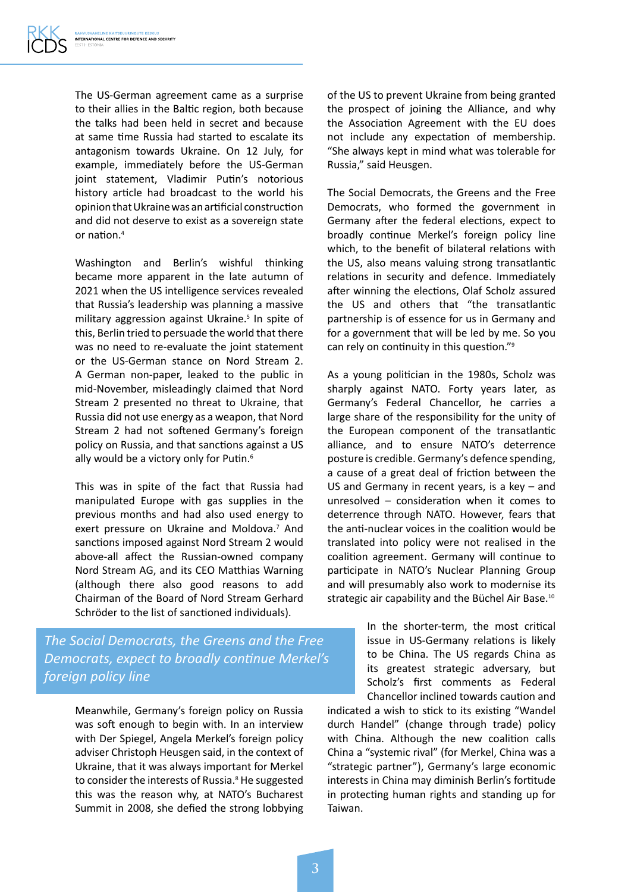The US-German agreement came as a surprise to their allies in the Baltic region, both because the talks had been held in secret and because at same time Russia had started to escalate its antagonism towards Ukraine. On 12 July, for example, immediately before the US-German joint statement, Vladimir Putin's notorious history article had broadcast to the world his opinion that Ukraine was an artificial construction and did not deserve to exist as a sovereign state or nation.[4]

Washington and Berlin's wishful thinking became more apparent in the late autumn of 2021 when the US intelligence services revealed that Russia's leadership was planning a massive military aggression against Ukraine.[5] In spite of this, Berlin tried to persuade the world that there was no need to re-evaluate the joint statement or the US-German stance on Nord Stream 2. A German non-paper, leaked to the public in mid-November, misleadingly claimed that Nord Stream 2 presented no threat to Ukraine, that Russia did not use energy as a weapon, that Nord Stream 2 had not softened Germany's foreign policy on Russia, and that sanctions against a US ally would be a victory only for Putin.[6]

This was in spite of the fact that Russia had manipulated Europe with gas supplies in the previous months and had also used energy to exert pressure on Ukraine and Moldova.[7] And sanctions imposed against Nord Stream 2 would above-all affect the Russian-owned company Nord Stream AG, and its CEO Matthias Warning (although there also good reasons to add Chairman of the Board of Nord Stream Gerhard Schröder to the list of sanctioned individuals).

*The Social Democrats, the Greens and the Free Democrats, expect to broadly continue Merkel's foreign policy line*

Meanwhile, Germany's foreign policy on Russia was soft enough to begin with. In an interview with Der Spiegel, Angela Merkel's foreign policy adviser Christoph Heusgen said, in the context of Ukraine, that it was always important for Merkel to consider the interests of Russia.[8] He suggested this was the reason why, at NATO's Bucharest Summit in 2008, she defied the strong lobbying of the US to prevent Ukraine from being granted the prospect of joining the Alliance, and why the Association Agreement with the EU does not include any expectation of membership. "She always kept in mind what was tolerable for Russia," said Heusgen.

The Social Democrats, the Greens and the Free Democrats, who formed the government in Germany after the federal elections, expect to broadly continue Merkel's foreign policy line which, to the benefit of bilateral relations with the US, also means valuing strong transatlantic relations in security and defence. Immediately after winning the elections, Olaf Scholz assured the US and others that "the transatlantic partnership is of essence for us in Germany and for a government that will be led by me. So you can rely on continuity in this question."[9]

As a young politician in the 1980s, Scholz was sharply against NATO. Forty years later, as Germany's Federal Chancellor, he carries a large share of the responsibility for the unity of the European component of the transatlantic alliance, and to ensure NATO's deterrence posture is credible. Germany's defence spending, a cause of a great deal of friction between the US and Germany in recent years, is a key – and unresolved – consideration when it comes to deterrence through NATO. However, fears that the anti-nuclear voices in the coalition would be translated into policy were not realised in the coalition agreement. Germany will continue to participate in NATO's Nuclear Planning Group and will presumably also work to modernise its strategic air capability and the Büchel Air Base.[10]

In the shorter-term, the most critical issue in US-Germany relations is likely to be China. The US regards China as its greatest strategic adversary, but Scholz's first comments as Federal Chancellor inclined towards caution and indicated a wish to stick to its existing "Wandel durch Handel" (change through trade) policy with China. Although the new coalition calls China a "systemic rival" (for Merkel, China was a "strategic partner"), Germany's large economic interests in China may diminish Berlin's fortitude in protecting human rights and standing up for Taiwan.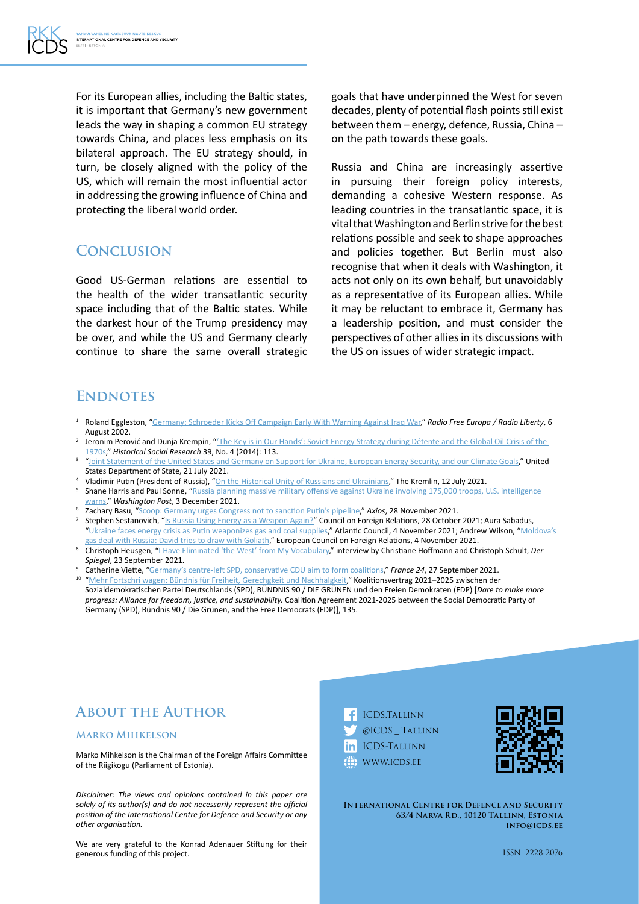For its European allies, including the Baltic states, it is important that Germany's new government leads the way in shaping a common EU strategy towards China, and places less emphasis on its bilateral approach. The EU strategy should, in turn, be closely aligned with the policy of the US, which will remain the most influential actor in addressing the growing influence of China and protecting the liberal world order.

## Conclusion

Good US-German relations are essential to the health of the wider transatlantic security space including that of the Baltic states. While the darkest hour of the Trump presidency may be over, and while the US and Germany clearly continue to share the same overall strategic goals that have underpinned the West for seven decades, plenty of potential flash points still exist between them – energy, defence, Russia, China – on the path towards these goals.

Russia and China are increasingly assertive in pursuing their foreign policy interests, demanding a cohesive Western response. As leading countries in the transatlantic space, it is vital that Washington and Berlin strive for the best relations possible and seek to shape approaches and policies together. But Berlin must also recognise that when it deals with Washington, it acts not only on its own behalf, but unavoidably as a representative of its European allies. While it may be reluctant to embrace it, Germany has a leadership position, and must consider the perspectives of other allies in its discussions with the US on issues of wider strategic impact.

## Endnotes

[1] Roland Eggleston, "Germany: Schroeder Kicks Off Campaign Early With Warning Against Iraq War," *Radio Free Europa / Radio Liberty*, 6 August 2002.

[2] Jeronim Perović and Dunja Krempin, "'The Key is in Our Hands': Soviet Energy Strategy during Détente and the Global Oil Crisis of the 1970s," *Historical Social Research* 39, No. 4 (2014): 113.

[3] "Joint Statement of the United States and Germany on Support for Ukraine, European Energy Security, and our Climate Goals," United States Department of State, 21 July 2021.

[4] Vladimir Putin (President of Russia), "On the Historical Unity of Russians and Ukrainians," The Kremlin, 12 July 2021.

[5] Shane Harris and Paul Sonne, "Russia planning massive military offensive against Ukraine involving 175,000 troops, U.S. intelligence warns," *Washington Post*, 3 December 2021.

[6] Zachary Basu, "Scoop: Germany urges Congress not to sanction Putin's pipeline," *Axios*, 28 November 2021.

[7] Stephen Sestanovich, "Is Russia Using Energy as a Weapon Again?" Council on Foreign Relations, 28 October 2021; Aura Sabadus, "Ukraine faces energy crisis as Putin weaponizes gas and coal supplies," Atlantic Council, 4 November 2021; Andrew Wilson, "Moldova's gas deal with Russia: David tries to draw with Goliath," European Council on Foreign Relations, 4 November 2021.

[8] Christoph Heusgen, "I Have Eliminated 'the West' from My Vocabulary," interview by Christiane Hoffmann and Christoph Schult, *Der Spiegel*, 23 September 2021.

[9] Catherine Viette, "Germany's centre-left SPD, conservative CDU aim to form coalitions," *France 24*, 27 September 2021.

[10] "Mehr Fortschri wagen: Bündnis für Freiheit, Gerechgkeit und Nachhalgkeit," Koalitionsvertrag 2021–2025 zwischen der Sozialdemokratischen Partei Deutschlands (SPD), BÜNDNIS 90 / DIE GRÜNEN und den Freien Demokraten (FDP) [*Dare to make more progress: Alliance for freedom, justice, and sustainability.* Coalition Agreement 2021-2025 between the Social Democratic Party of Germany (SPD), Bündnis 90 / Die Grünen, and the Free Democrats (FDP)], 135.

## About the Author

### Marko Mihkelson

Marko Mihkelson is the Chairman of the Foreign Affairs Committee of the Riigikogu (Parliament of Estonia).

*Disclaimer: The views and opinions contained in this paper are solely of its author(s) and do not necessarily represent the official position of the International Centre for Defence and Security or any other organisation.*

We are very grateful to the Konrad Adenauer Stiftung for their generous funding of this project.

ICDS.Tallinn
@ICDS _ Tallinn
ICDS-Tallinn
www.icds.ee

**International Centre for Defence and Security**
**63/4 Narva Rd., 10120 Tallinn, Estonia**
**info@icds.ee**

ISSN 2228-2076